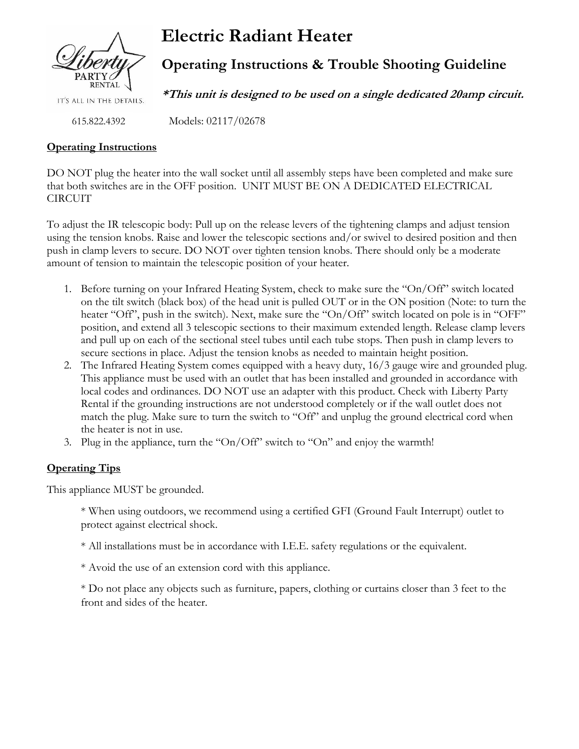Liberty PARTY RENTAL

IT'S ALL IN THE DETAILS.

615.822.4392

# Electric Radiant Heater

## Operating Instructions & Trouble Shooting Guideline

***\*This unit is designed to be used on a single dedicated 20amp circuit.***

Models: 02117/02678

**Operating Instructions**

DO NOT plug the heater into the wall socket until all assembly steps have been completed and make sure that both switches are in the OFF position. UNIT MUST BE ON A DEDICATED ELECTRICAL CIRCUIT

To adjust the IR telescopic body: Pull up on the release levers of the tightening clamps and adjust tension using the tension knobs. Raise and lower the telescopic sections and/or swivel to desired position and then push in clamp levers to secure. DO NOT over tighten tension knobs. There should only be a moderate amount of tension to maintain the telescopic position of your heater.

1. Before turning on your Infrared Heating System, check to make sure the "On/Off" switch located on the tilt switch (black box) of the head unit is pulled OUT or in the ON position (Note: to turn the heater "Off", push in the switch). Next, make sure the "On/Off" switch located on pole is in "OFF" position, and extend all 3 telescopic sections to their maximum extended length. Release clamp levers and pull up on each of the sectional steel tubes until each tube stops. Then push in clamp levers to secure sections in place. Adjust the tension knobs as needed to maintain height position.
2. The Infrared Heating System comes equipped with a heavy duty, 16/3 gauge wire and grounded plug. This appliance must be used with an outlet that has been installed and grounded in accordance with local codes and ordinances. DO NOT use an adapter with this product. Check with Liberty Party Rental if the grounding instructions are not understood completely or if the wall outlet does not match the plug. Make sure to turn the switch to "Off" and unplug the ground electrical cord when the heater is not in use.
3. Plug in the appliance, turn the "On/Off" switch to "On" and enjoy the warmth!

**Operating Tips**

This appliance MUST be grounded.

\* When using outdoors, we recommend using a certified GFI (Ground Fault Interrupt) outlet to protect against electrical shock.

\* All installations must be in accordance with I.E.E. safety regulations or the equivalent.

\* Avoid the use of an extension cord with this appliance.

\* Do not place any objects such as furniture, papers, clothing or curtains closer than 3 feet to the front and sides of the heater.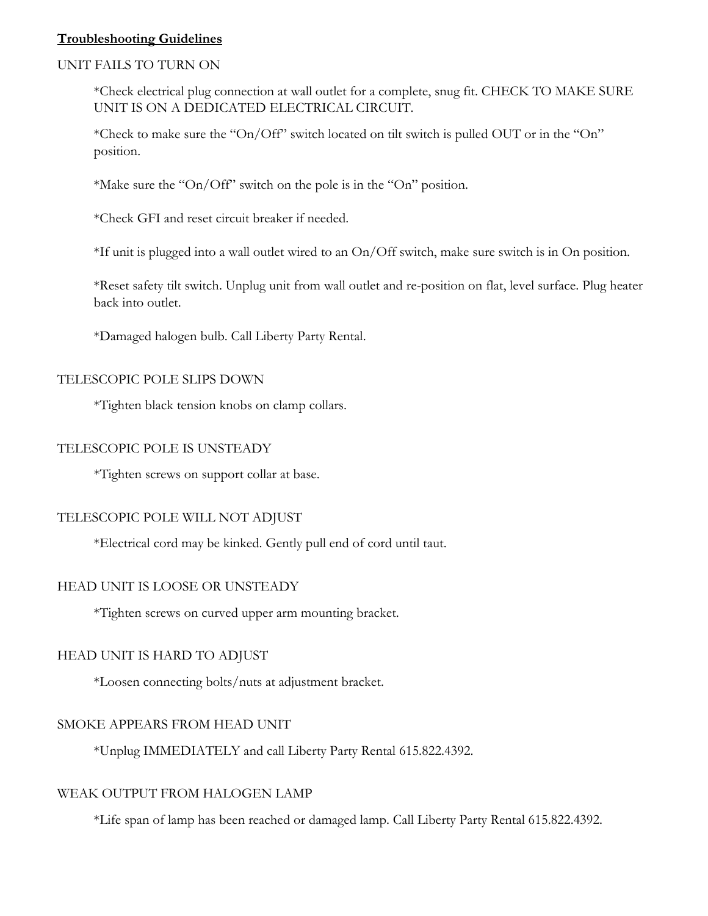**Troubleshooting Guidelines**

UNIT FAILS TO TURN ON

*Check electrical plug connection at wall outlet for a complete, snug fit. CHECK TO MAKE SURE UNIT IS ON A DEDICATED ELECTRICAL CIRCUIT.

*Check to make sure the "On/Off" switch located on tilt switch is pulled OUT or in the "On" position.

*Make sure the "On/Off" switch on the pole is in the "On" position.

*Check GFI and reset circuit breaker if needed.

*If unit is plugged into a wall outlet wired to an On/Off switch, make sure switch is in On position.

*Reset safety tilt switch. Unplug unit from wall outlet and re-position on flat, level surface. Plug heater back into outlet.

*Damaged halogen bulb. Call Liberty Party Rental.

TELESCOPIC POLE SLIPS DOWN

*Tighten black tension knobs on clamp collars.

TELESCOPIC POLE IS UNSTEADY

*Tighten screws on support collar at base.

TELESCOPIC POLE WILL NOT ADJUST

*Electrical cord may be kinked. Gently pull end of cord until taut.

HEAD UNIT IS LOOSE OR UNSTEADY

*Tighten screws on curved upper arm mounting bracket.

HEAD UNIT IS HARD TO ADJUST

*Loosen connecting bolts/nuts at adjustment bracket.

SMOKE APPEARS FROM HEAD UNIT

*Unplug IMMEDIATELY and call Liberty Party Rental 615.822.4392.

WEAK OUTPUT FROM HALOGEN LAMP

*Life span of lamp has been reached or damaged lamp. Call Liberty Party Rental 615.822.4392.